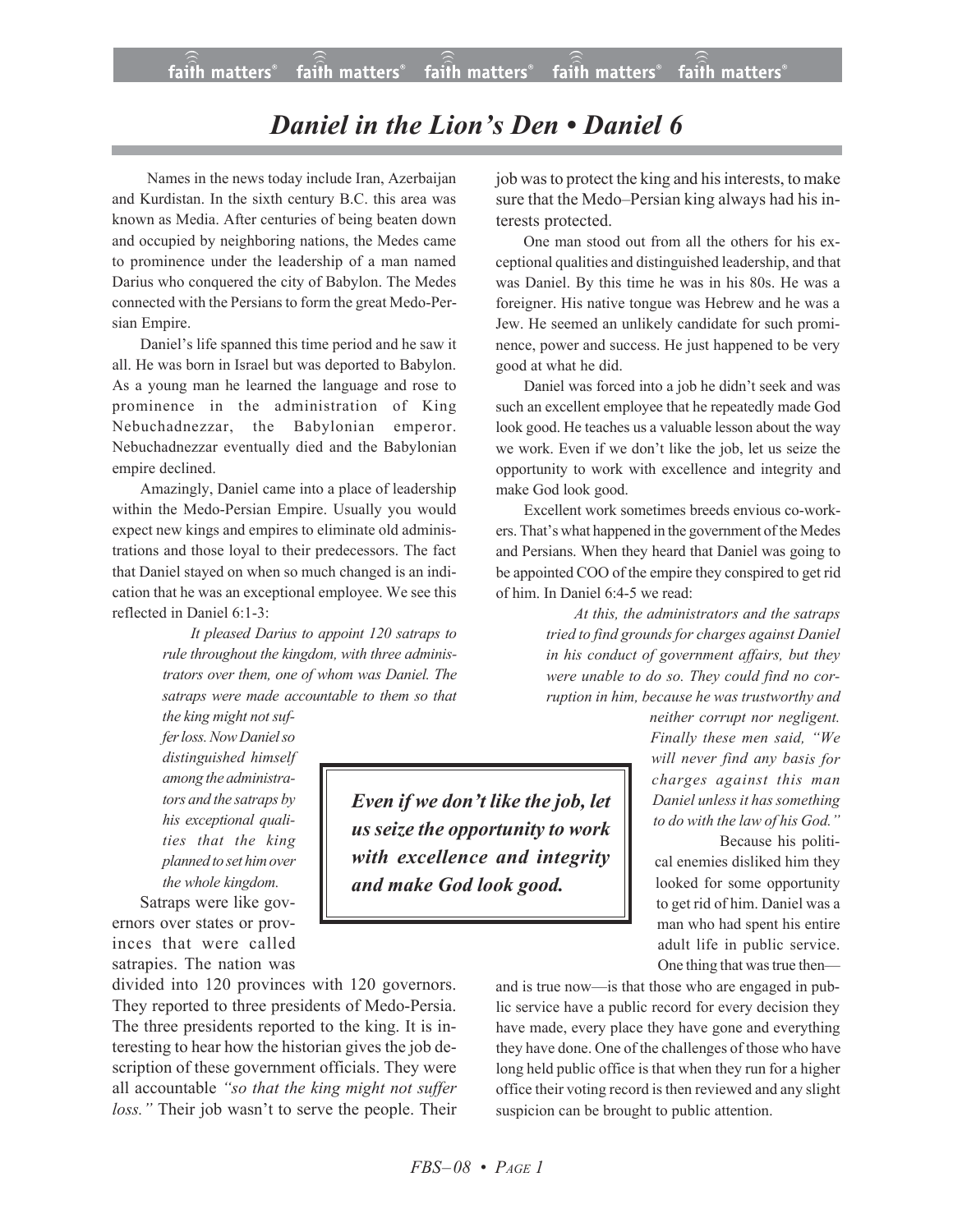# *Daniel in the Lion's Den • Daniel 6*

Names in the news today include Iran, Azerbaijan and Kurdistan. In the sixth century B.C. this area was known as Media. After centuries of being beaten down and occupied by neighboring nations, the Medes came to prominence under the leadership of a man named Darius who conquered the city of Babylon. The Medes connected with the Persians to form the great Medo-Persian Empire.

Daniel's life spanned this time period and he saw it all. He was born in Israel but was deported to Babylon. As a young man he learned the language and rose to prominence in the administration of King Nebuchadnezzar, the Babylonian emperor. Nebuchadnezzar eventually died and the Babylonian empire declined.

Amazingly, Daniel came into a place of leadership within the Medo-Persian Empire. Usually you would expect new kings and empires to eliminate old administrations and those loyal to their predecessors. The fact that Daniel stayed on when so much changed is an indication that he was an exceptional employee. We see this reflected in Daniel 6:1-3:

> *It pleased Darius to appoint 120 satraps to rule throughout the kingdom, with three administrators over them, one of whom was Daniel. The satraps were made accountable to them so that the king might not suffer loss. Now Daniel so distinguished himself among the administrators and the satraps by his exceptional qualities that the king planned to set him over the whole kingdom.*

Satraps were like governors over states or provinces that were called satrapies. The nation was divided into 120 provinces with 120 governors. They reported to three presidents of Medo-Persia. The three presidents reported to the king. It is interesting to hear how the historian gives the job description of these government officials. They were all accountable *"so that the king might not suffer loss."* Their job wasn't to serve the people. Their job was to protect the king and his interests, to make sure that the Medo–Persian king always had his interests protected.

One man stood out from all the others for his exceptional qualities and distinguished leadership, and that was Daniel. By this time he was in his 80s. He was a foreigner. His native tongue was Hebrew and he was a Jew. He seemed an unlikely candidate for such prominence, power and success. He just happened to be very good at what he did.

Daniel was forced into a job he didn't seek and was such an excellent employee that he repeatedly made God look good. He teaches us a valuable lesson about the way we work. Even if we don't like the job, let us seize the opportunity to work with excellence and integrity and make God look good.

Excellent work sometimes breeds envious co-workers. That's what happened in the government of the Medes and Persians. When they heard that Daniel was going to be appointed COO of the empire they conspired to get rid of him. In Daniel 6:4-5 we read:

> *At this, the administrators and the satraps tried to find grounds for charges against Daniel in his conduct of government affairs, but they were unable to do so. They could find no corruption in him, because he was trustworthy and neither corrupt nor negligent. Finally these men said, "We will never find any basis for charges against this man Daniel unless it has something to do with the law of his God."*

> ***Even if we don't like the job, let us seize the opportunity to work with excellence and integrity and make God look good.***

Because his political enemies disliked him they looked for some opportunity to get rid of him. Daniel was a man who had spent his entire adult life in public service. One thing that was true then—and is true now—is that those who are engaged in public service have a public record for every decision they have made, every place they have gone and everything they have done. One of the challenges of those who have long held public office is that when they run for a higher office their voting record is then reviewed and any slight suspicion can be brought to public attention.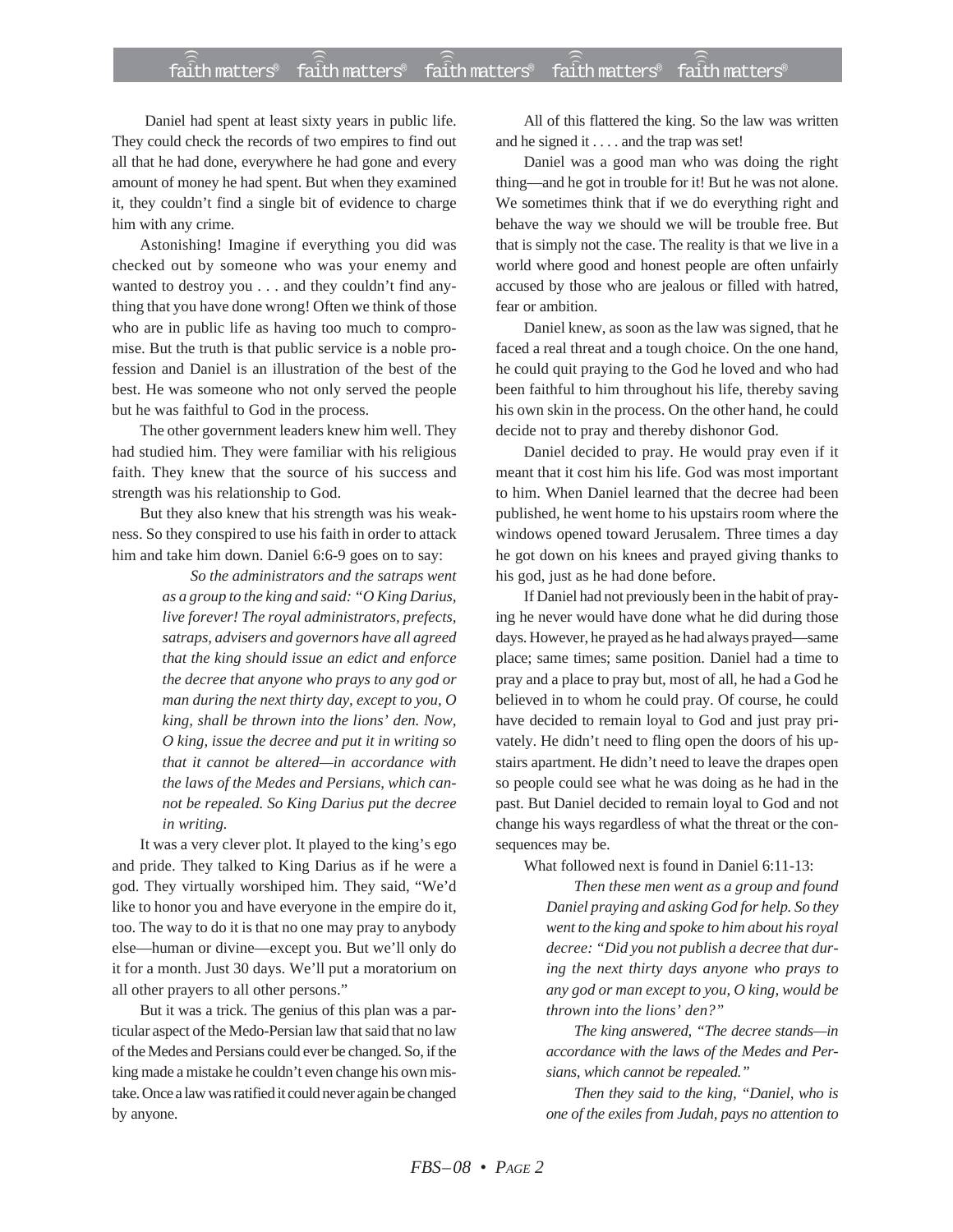Daniel had spent at least sixty years in public life. They could check the records of two empires to find out all that he had done, everywhere he had gone and every amount of money he had spent. But when they examined it, they couldn't find a single bit of evidence to charge him with any crime.

Astonishing! Imagine if everything you did was checked out by someone who was your enemy and wanted to destroy you . . . and they couldn't find anything that you have done wrong! Often we think of those who are in public life as having too much to compromise. But the truth is that public service is a noble profession and Daniel is an illustration of the best of the best. He was someone who not only served the people but he was faithful to God in the process.

The other government leaders knew him well. They had studied him. They were familiar with his religious faith. They knew that the source of his success and strength was his relationship to God.

But they also knew that his strength was his weakness. So they conspired to use his faith in order to attack him and take him down. Daniel 6:6-9 goes on to say:

> *So the administrators and the satraps went as a group to the king and said: "O King Darius, live forever! The royal administrators, prefects, satraps, advisers and governors have all agreed that the king should issue an edict and enforce the decree that anyone who prays to any god or man during the next thirty day, except to you, O king, shall be thrown into the lions' den. Now, O king, issue the decree and put it in writing so that it cannot be altered—in accordance with the laws of the Medes and Persians, which cannot be repealed. So King Darius put the decree in writing.*

It was a very clever plot. It played to the king's ego and pride. They talked to King Darius as if he were a god. They virtually worshiped him. They said, "We'd like to honor you and have everyone in the empire do it, too. The way to do it is that no one may pray to anybody else—human or divine—except you. But we'll only do it for a month. Just 30 days. We'll put a moratorium on all other prayers to all other persons."

But it was a trick. The genius of this plan was a particular aspect of the Medo-Persian law that said that no law of the Medes and Persians could ever be changed. So, if the king made a mistake he couldn't even change his own mistake. Once a law was ratified it could never again be changed by anyone.

All of this flattered the king. So the law was written and he signed it . . . . and the trap was set!

Daniel was a good man who was doing the right thing—and he got in trouble for it! But he was not alone. We sometimes think that if we do everything right and behave the way we should we will be trouble free. But that is simply not the case. The reality is that we live in a world where good and honest people are often unfairly accused by those who are jealous or filled with hatred, fear or ambition.

Daniel knew, as soon as the law was signed, that he faced a real threat and a tough choice. On the one hand, he could quit praying to the God he loved and who had been faithful to him throughout his life, thereby saving his own skin in the process. On the other hand, he could decide not to pray and thereby dishonor God.

Daniel decided to pray. He would pray even if it meant that it cost him his life. God was most important to him. When Daniel learned that the decree had been published, he went home to his upstairs room where the windows opened toward Jerusalem. Three times a day he got down on his knees and prayed giving thanks to his god, just as he had done before.

If Daniel had not previously been in the habit of praying he never would have done what he did during those days. However, he prayed as he had always prayed—same place; same times; same position. Daniel had a time to pray and a place to pray but, most of all, he had a God he believed in to whom he could pray. Of course, he could have decided to remain loyal to God and just pray privately. He didn't need to fling open the doors of his upstairs apartment. He didn't need to leave the drapes open so people could see what he was doing as he had in the past. But Daniel decided to remain loyal to God and not change his ways regardless of what the threat or the consequences may be.

What followed next is found in Daniel 6:11-13:

> *Then these men went as a group and found Daniel praying and asking God for help. So they went to the king and spoke to him about his royal decree: "Did you not publish a decree that during the next thirty days anyone who prays to any god or man except to you, O king, would be thrown into the lions' den?"*
>
> *The king answered, "The decree stands—in accordance with the laws of the Medes and Persians, which cannot be repealed."*
>
> *Then they said to the king, "Daniel, who is one of the exiles from Judah, pays no attention to*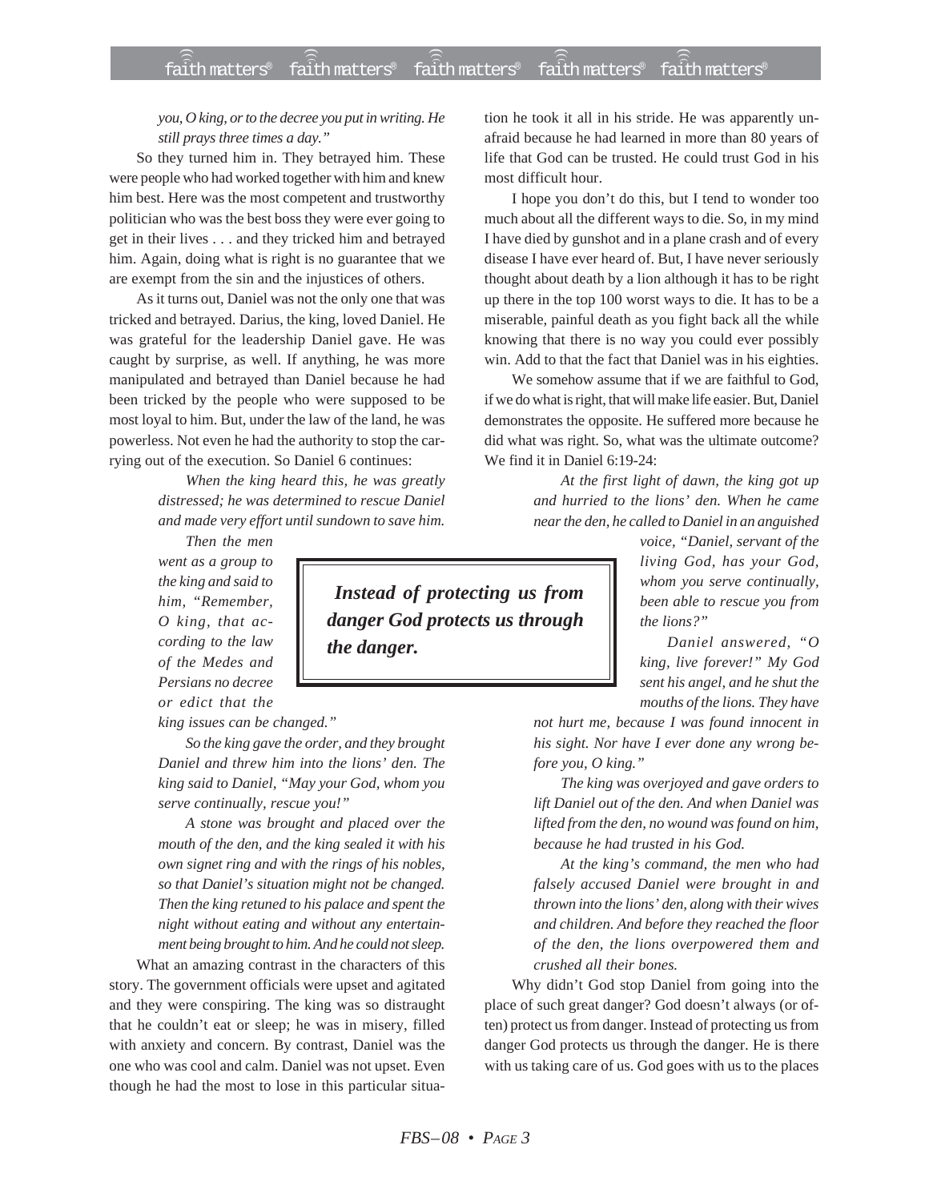*you, O king, or to the decree you put in writing. He still prays three times a day."*

So they turned him in. They betrayed him. These were people who had worked together with him and knew him best. Here was the most competent and trustworthy politician who was the best boss they were ever going to get in their lives . . . and they tricked him and betrayed him. Again, doing what is right is no guarantee that we are exempt from the sin and the injustices of others.

As it turns out, Daniel was not the only one that was tricked and betrayed. Darius, the king, loved Daniel. He was grateful for the leadership Daniel gave. He was caught by surprise, as well. If anything, he was more manipulated and betrayed than Daniel because he had been tricked by the people who were supposed to be most loyal to him. But, under the law of the land, he was powerless. Not even he had the authority to stop the carrying out of the execution. So Daniel 6 continues:

> *When the king heard this, he was greatly distressed; he was determined to rescue Daniel and made very effort until sundown to save him.*
>
> *Then the men went as a group to the king and said to him, "Remember, O king, that according to the law of the Medes and Persians no decree or edict that the king issues can be changed."*
>
> *So the king gave the order, and they brought Daniel and threw him into the lions' den. The king said to Daniel, "May your God, whom you serve continually, rescue you!"*
>
> *A stone was brought and placed over the mouth of the den, and the king sealed it with his own signet ring and with the rings of his nobles, so that Daniel's situation might not be changed. Then the king retuned to his palace and spent the night without eating and without any entertainment being brought to him. And he could not sleep.*

What an amazing contrast in the characters of this story. The government officials were upset and agitated and they were conspiring. The king was so distraught that he couldn't eat or sleep; he was in misery, filled with anxiety and concern. By contrast, Daniel was the one who was cool and calm. Daniel was not upset. Even though he had the most to lose in this particular situation he took it all in his stride. He was apparently unafraid because he had learned in more than 80 years of life that God can be trusted. He could trust God in his most difficult hour.

I hope you don't do this, but I tend to wonder too much about all the different ways to die. So, in my mind I have died by gunshot and in a plane crash and of every disease I have ever heard of. But, I have never seriously thought about death by a lion although it has to be right up there in the top 100 worst ways to die. It has to be a miserable, painful death as you fight back all the while knowing that there is no way you could ever possibly win. Add to that the fact that Daniel was in his eighties.

We somehow assume that if we are faithful to God, if we do what is right, that will make life easier. But, Daniel demonstrates the opposite. He suffered more because he did what was right. So, what was the ultimate outcome? We find it in Daniel 6:19-24:

> *At the first light of dawn, the king got up and hurried to the lions' den. When he came near the den, he called to Daniel in an anguished voice, "Daniel, servant of the living God, has your God, whom you serve continually, been able to rescue you from the lions?"*
>
> *Daniel answered, "O king, live forever!" My God sent his angel, and he shut the mouths of the lions. They have not hurt me, because I was found innocent in his sight. Nor have I ever done any wrong before you, O king."*
>
> *The king was overjoyed and gave orders to lift Daniel out of the den. And when Daniel was lifted from the den, no wound was found on him, because he had trusted in his God.*
>
> *At the king's command, the men who had falsely accused Daniel were brought in and thrown into the lions' den, along with their wives and children. And before they reached the floor of the den, the lions overpowered them and crushed all their bones.*

**_Instead of protecting us from danger God protects us through the danger._**

Why didn't God stop Daniel from going into the place of such great danger? God doesn't always (or often) protect us from danger. Instead of protecting us from danger God protects us through the danger. He is there with us taking care of us. God goes with us to the places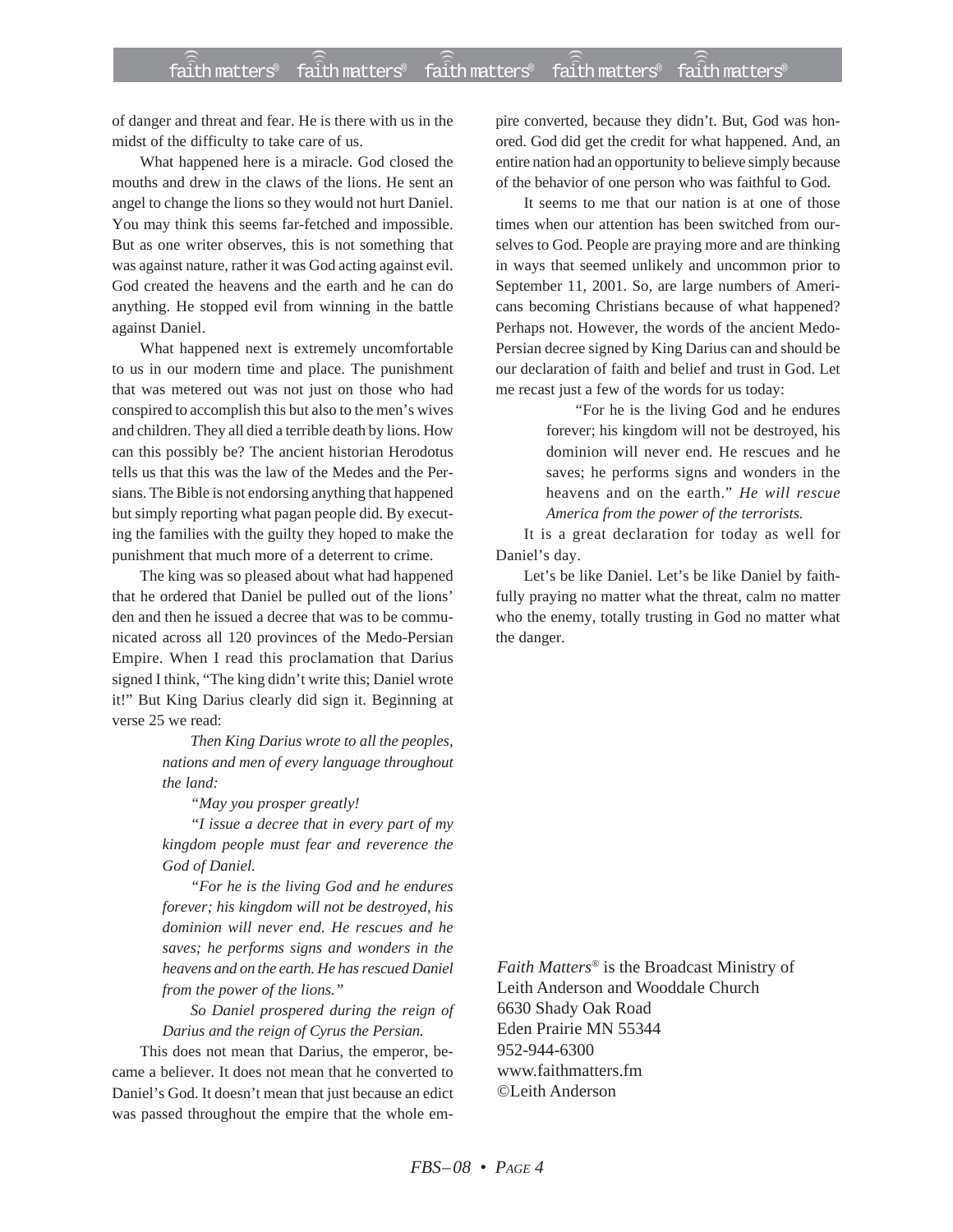of danger and threat and fear. He is there with us in the midst of the difficulty to take care of us.

What happened here is a miracle. God closed the mouths and drew in the claws of the lions. He sent an angel to change the lions so they would not hurt Daniel. You may think this seems far-fetched and impossible. But as one writer observes, this is not something that was against nature, rather it was God acting against evil. God created the heavens and the earth and he can do anything. He stopped evil from winning in the battle against Daniel.

What happened next is extremely uncomfortable to us in our modern time and place. The punishment that was metered out was not just on those who had conspired to accomplish this but also to the men's wives and children. They all died a terrible death by lions. How can this possibly be? The ancient historian Herodotus tells us that this was the law of the Medes and the Persians. The Bible is not endorsing anything that happened but simply reporting what pagan people did. By executing the families with the guilty they hoped to make the punishment that much more of a deterrent to crime.

The king was so pleased about what had happened that he ordered that Daniel be pulled out of the lions' den and then he issued a decree that was to be communicated across all 120 provinces of the Medo-Persian Empire. When I read this proclamation that Darius signed I think, "The king didn't write this; Daniel wrote it!" But King Darius clearly did sign it. Beginning at verse 25 we read:

> *Then King Darius wrote to all the peoples, nations and men of every language throughout the land:*
>
> *"May you prosper greatly!*
>
> *"I issue a decree that in every part of my kingdom people must fear and reverence the God of Daniel.*
>
> *"For he is the living God and he endures forever; his kingdom will not be destroyed, his dominion will never end. He rescues and he saves; he performs signs and wonders in the heavens and on the earth. He has rescued Daniel from the power of the lions."*
>
> *So Daniel prospered during the reign of Darius and the reign of Cyrus the Persian.*

This does not mean that Darius, the emperor, became a believer. It does not mean that he converted to Daniel's God. It doesn't mean that just because an edict was passed throughout the empire that the whole empire converted, because they didn't. But, God was honored. God did get the credit for what happened. And, an entire nation had an opportunity to believe simply because of the behavior of one person who was faithful to God.

It seems to me that our nation is at one of those times when our attention has been switched from ourselves to God. People are praying more and are thinking in ways that seemed unlikely and uncommon prior to September 11, 2001. So, are large numbers of Americans becoming Christians because of what happened? Perhaps not. However, the words of the ancient Medo-Persian decree signed by King Darius can and should be our declaration of faith and belief and trust in God. Let me recast just a few of the words for us today:

> "For he is the living God and he endures forever; his kingdom will not be destroyed, his dominion will never end. He rescues and he saves; he performs signs and wonders in the heavens and on the earth." *He will rescue America from the power of the terrorists.*

It is a great declaration for today as well for Daniel's day.

Let's be like Daniel. Let's be like Daniel by faithfully praying no matter what the threat, calm no matter who the enemy, totally trusting in God no matter what the danger.

*Faith Matters*® is the Broadcast Ministry of
Leith Anderson and Wooddale Church
6630 Shady Oak Road
Eden Prairie MN 55344
952-944-6300
www.faithmatters.fm
©Leith Anderson